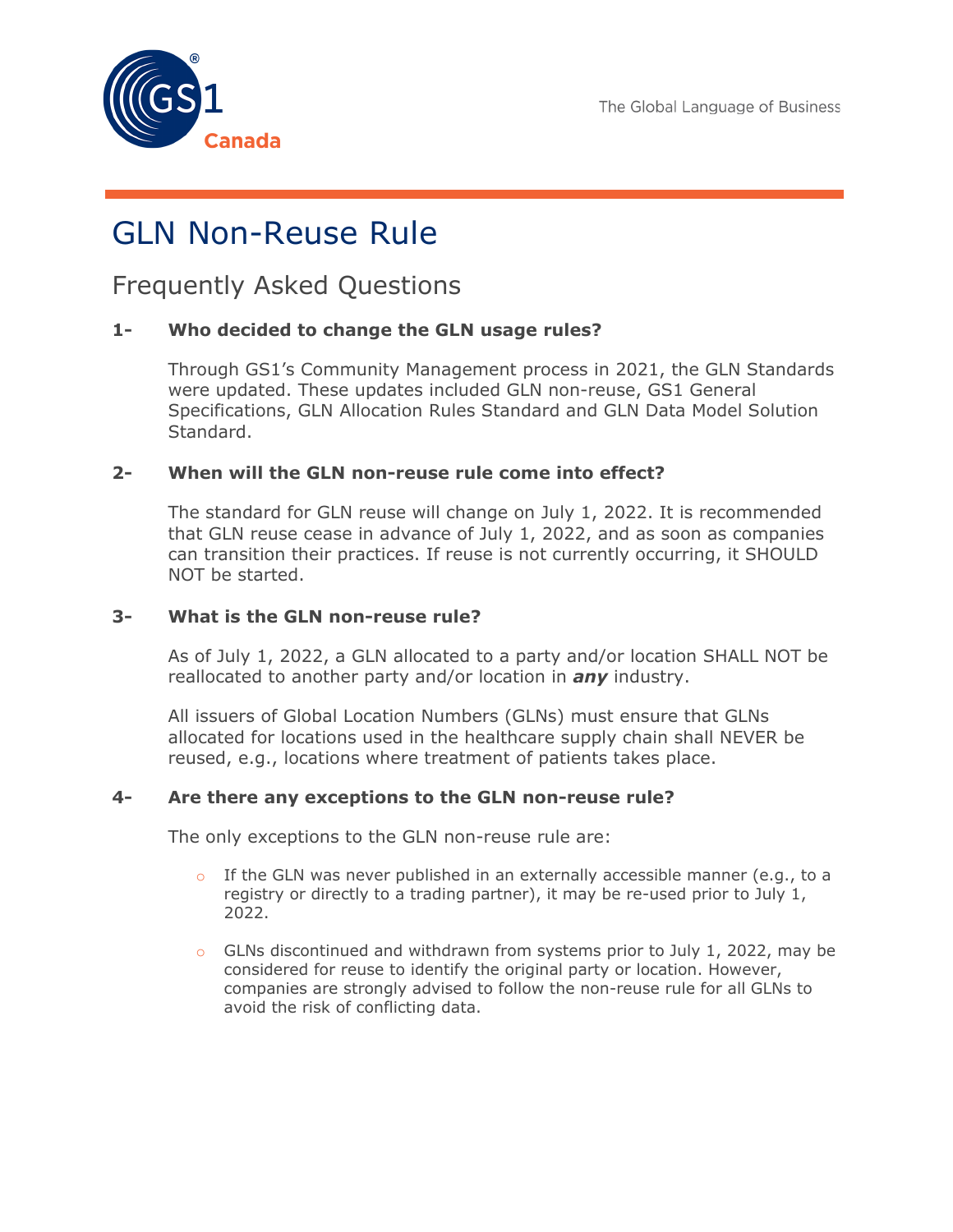# GLN Non-Reuse Rule

## Frequently Asked Questions

### 1- Who decided to change the GLN usage rules?

Through GS1's Community Management process in 2021, the GLN Standards were updated. These updates included GLN non-reuse, GS1 General Specifications, GLN Allocation Rules Standard and GLN Data Model Solution Standard.

### 2- When will the GLN non-reuse rule come into effect?

The standard for GLN reuse will change on July 1, 2022. It is recommended that GLN reuse cease in advance of July 1, 2022, and as soon as companies can transition their practices. If reuse is not currently occurring, it SHOULD NOT be started.

### 3- What is the GLN non-reuse rule?

As of July 1, 2022, a GLN allocated to a party and/or location SHALL NOT be reallocated to another party and/or location in ***any*** industry.

All issuers of Global Location Numbers (GLNs) must ensure that GLNs allocated for locations used in the healthcare supply chain shall NEVER be reused, e.g., locations where treatment of patients takes place.

### 4- Are there any exceptions to the GLN non-reuse rule?

The only exceptions to the GLN non-reuse rule are:

- If the GLN was never published in an externally accessible manner (e.g., to a registry or directly to a trading partner), it may be re-used prior to July 1, 2022.
- GLNs discontinued and withdrawn from systems prior to July 1, 2022, may be considered for reuse to identify the original party or location. However, companies are strongly advised to follow the non-reuse rule for all GLNs to avoid the risk of conflicting data.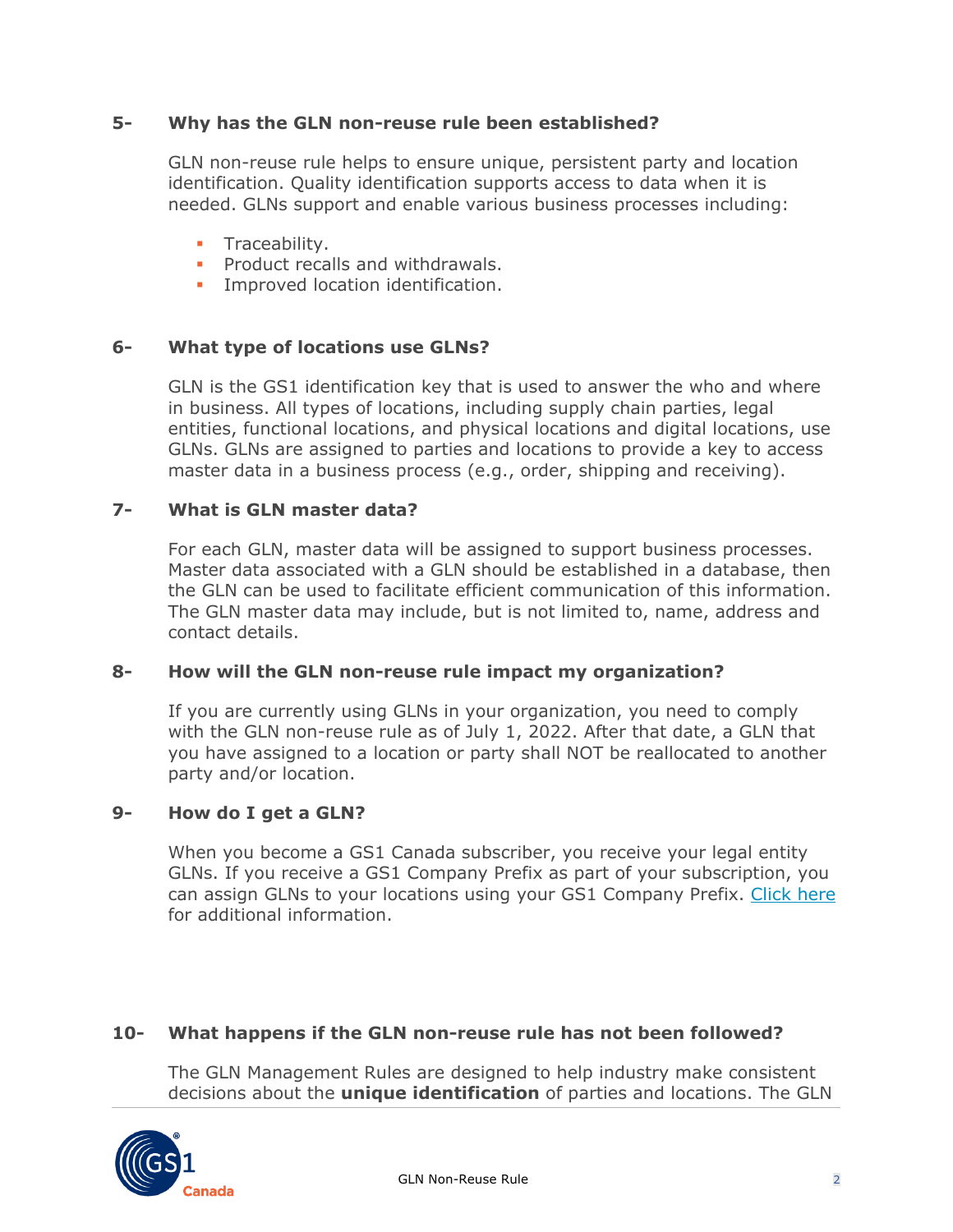### 5- Why has the GLN non-reuse rule been established?

GLN non-reuse rule helps to ensure unique, persistent party and location identification. Quality identification supports access to data when it is needed. GLNs support and enable various business processes including:

- Traceability.
- Product recalls and withdrawals.
- Improved location identification.

### 6- What type of locations use GLNs?

GLN is the GS1 identification key that is used to answer the who and where in business. All types of locations, including supply chain parties, legal entities, functional locations, and physical locations and digital locations, use GLNs. GLNs are assigned to parties and locations to provide a key to access master data in a business process (e.g., order, shipping and receiving).

### 7- What is GLN master data?

For each GLN, master data will be assigned to support business processes. Master data associated with a GLN should be established in a database, then the GLN can be used to facilitate efficient communication of this information. The GLN master data may include, but is not limited to, name, address and contact details.

### 8- How will the GLN non-reuse rule impact my organization?

If you are currently using GLNs in your organization, you need to comply with the GLN non-reuse rule as of July 1, 2022. After that date, a GLN that you have assigned to a location or party shall NOT be reallocated to another party and/or location.

### 9- How do I get a GLN?

When you become a GS1 Canada subscriber, you receive your legal entity GLNs. If you receive a GS1 Company Prefix as part of your subscription, you can assign GLNs to your locations using your GS1 Company Prefix. Click here for additional information.

### 10- What happens if the GLN non-reuse rule has not been followed?

The GLN Management Rules are designed to help industry make consistent decisions about the **unique identification** of parties and locations. The GLN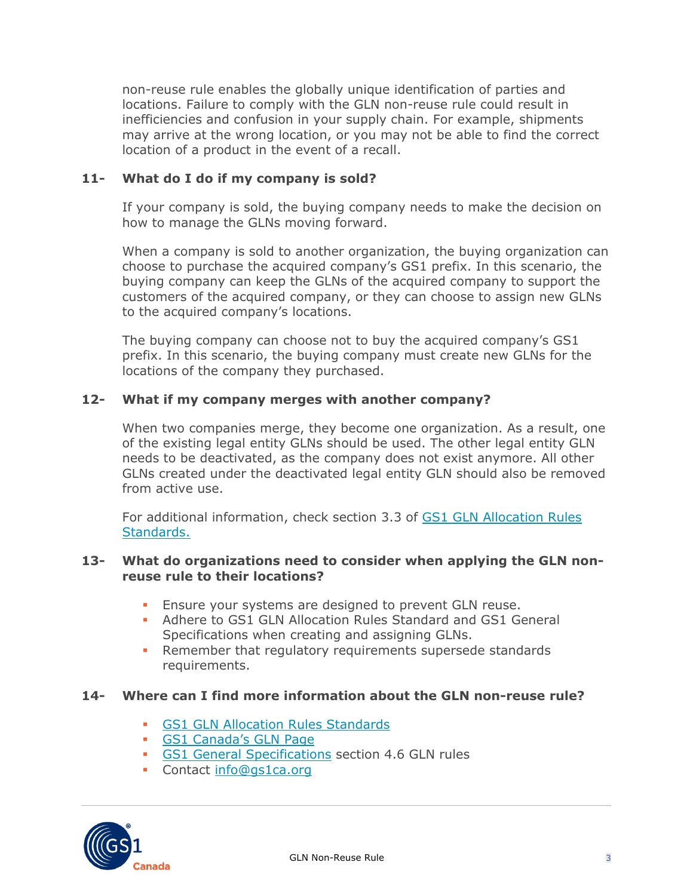non-reuse rule enables the globally unique identification of parties and locations. Failure to comply with the GLN non-reuse rule could result in inefficiencies and confusion in your supply chain. For example, shipments may arrive at the wrong location, or you may not be able to find the correct location of a product in the event of a recall.

**11- What do I do if my company is sold?**

If your company is sold, the buying company needs to make the decision on how to manage the GLNs moving forward.

When a company is sold to another organization, the buying organization can choose to purchase the acquired company's GS1 prefix. In this scenario, the buying company can keep the GLNs of the acquired company to support the customers of the acquired company, or they can choose to assign new GLNs to the acquired company's locations.

The buying company can choose not to buy the acquired company's GS1 prefix. In this scenario, the buying company must create new GLNs for the locations of the company they purchased.

**12- What if my company merges with another company?**

When two companies merge, they become one organization. As a result, one of the existing legal entity GLNs should be used. The other legal entity GLN needs to be deactivated, as the company does not exist anymore. All other GLNs created under the deactivated legal entity GLN should also be removed from active use.

For additional information, check section 3.3 of GS1 GLN Allocation Rules Standards.

**13- What do organizations need to consider when applying the GLN non-reuse rule to their locations?**

- Ensure your systems are designed to prevent GLN reuse.
- Adhere to GS1 GLN Allocation Rules Standard and GS1 General Specifications when creating and assigning GLNs.
- Remember that regulatory requirements supersede standards requirements.

**14- Where can I find more information about the GLN non-reuse rule?**

- GS1 GLN Allocation Rules Standards
- GS1 Canada's GLN Page
- GS1 General Specifications section 4.6 GLN rules
- Contact info@gs1ca.org